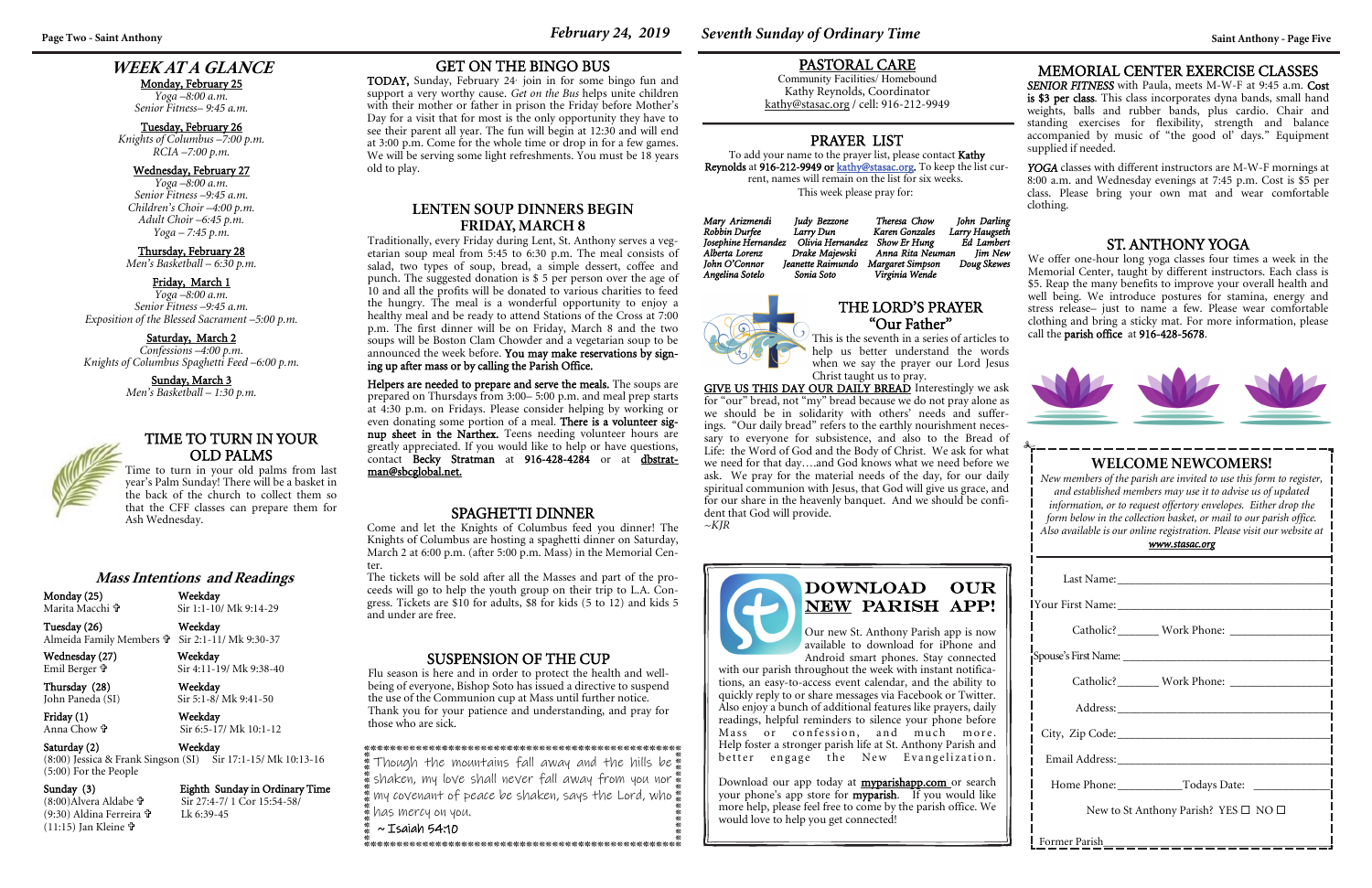## WEEK AT A GLANCE

**Monday, February 25**
*Yoga –8:00 a.m.*
*Senior Fitness– 9:45 a.m.*

**Tuesday, February 26**
*Knights of Columbus –7:00 p.m.*
*RCIA –7:00 p.m.*

**Wednesday, February 27**
*Yoga –8:00 a.m.*
*Senior Fitness –9:45 a.m.*
*Children's Choir –4:00 p.m.*
*Adult Choir –6:45 p.m.*
*Yoga – 7:45 p.m.*

**Thursday, February 28**
*Men's Basketball – 6:30 p.m.*

**Friday, March 1**
*Yoga –8:00 a.m.*
*Senior Fitness –9:45 a.m.*
*Exposition of the Blessed Sacrament –5:00 p.m.*

**Saturday, March 2**
*Confessions –4:00 p.m.*
*Knights of Columbus Spaghetti Feed –6:00 p.m.*

**Sunday, March 3**
*Men's Basketball – 1:30 p.m.*

## TIME TO TURN IN YOUR OLD PALMS

Time to turn in your old palms from last year's Palm Sunday! There will be a basket in the back of the church to collect them so that the CFF classes can prepare them for Ash Wednesday.

## Mass Intentions and Readings

**Monday (25)** **Weekday**
Marita Macchi ✞ Sir 1:1-10/ Mk 9:14-29

**Tuesday (26)** **Weekday**
Almeida Family Members ✞ Sir 2:1-11/ Mk 9:30-37

**Wednesday (27)** **Weekday**
Emil Berger ✞ Sir 4:11-19/ Mk 9:38-40

**Thursday (28)** **Weekday**
John Paneda (SI) Sir 5:1-8/ Mk 9:41-50

**Friday (1)** **Weekday**
Anna Chow ✞ Sir 6:5-17/ Mk 10:1-12

**Saturday (2)** **Weekday**
(8:00) Jessica & Frank Singson (SI) Sir 17:1-15/ Mk 10:13-16
(5:00) For the People

**Sunday (3)** **Eighth Sunday in Ordinary Time**
(8:00)Alvera Aldabe ✞ Sir 27:4-7/ 1 Cor 15:54-58/
(9:30) Aldina Ferreira ✞ Lk 6:39-45
(11:15) Jan Kleine ✞

## GET ON THE BINGO BUS

**TODAY,** Sunday, February 24 join in for some bingo fun and support a very worthy cause. *Get on the Bus* helps unite children with their mother or father in prison the Friday before Mother's Day for a visit that for most is the only opportunity they have to see their parent all year. The fun will begin at 12:30 and will end at 3:00 p.m. Come for the whole time or drop in for a few games. We will be serving some light refreshments. You must be 18 years old to play.

## LENTEN SOUP DINNERS BEGIN FRIDAY, MARCH 8

Traditionally, every Friday during Lent, St. Anthony serves a vegetarian soup meal from 5:45 to 6:30 p.m. The meal consists of salad, two types of soup, bread, a simple dessert, coffee and punch. The suggested donation is $ 5 per person over the age of 10 and all the profits will be donated to various charities to feed the hungry. The meal is a wonderful opportunity to enjoy a healthy meal and be ready to attend Stations of the Cross at 7:00 p.m. The first dinner will be on Friday, March 8 and the two soups will be Boston Clam Chowder and a vegetarian soup to be announced the week before. **You may make reservations by signing up after mass or by calling the Parish Office.**

**Helpers are needed to prepare and serve the meals.** The soups are prepared on Thursdays from 3:00– 5:00 p.m. and meal prep starts at 4:30 p.m. on Fridays. Please consider helping by working or even donating some portion of a meal. **There is a volunteer signup sheet in the Narthex.** Teens needing volunteer hours are greatly appreciated. If you would like to help or have questions, contact **Becky Stratman** at **916-428-4284** or at **dbstratman@sbcglobal.net.**

## SPAGHETTI DINNER

Come and let the Knights of Columbus feed you dinner! The Knights of Columbus are hosting a spaghetti dinner on Saturday, March 2 at 6:00 p.m. (after 5:00 p.m. Mass) in the Memorial Center.

The tickets will be sold after all the Masses and part of the proceeds will go to help the youth group on their trip to L.A. Congress. Tickets are $10 for adults, $8 for kids (5 to 12) and kids 5 and under are free.

## SUSPENSION OF THE CUP

Flu season is here and in order to protect the health and wellbeing of everyone, Bishop Soto has issued a directive to suspend the use of the Communion cup at Mass until further notice. Thank you for your patience and understanding, and pray for those who are sick.

Though the mountains fall away and the hills be shaken, my love shall never fall away from you nor my covenant of peace be shaken, says the Lord, who has mercy on you.
~ Isaiah 54:10

## PASTORAL CARE

Community Facilities/ Homebound
Kathy Reynolds, Coordinator
kathy@stasac.org / cell: 916-212-9949

## PRAYER LIST

To add your name to the prayer list, please contact **Kathy Reynolds** at **916-212-9949 or** kathy@stasac.org. To keep the list current, names will remain on the list for six weeks.
This week please pray for:

*Mary Arizmendi, Judy Bezzone, Theresa Chow, John Darling, Robbin Durfee, Larry Dun, Karen Gonzales, Larry Haugseth, Josephine Hernandez, Olivia Hernandez, Show Er Hung, Ed Lambert, Alberta Lorenz, Drake Majewski, Anna Rita Neuman, Jim New, John O'Connor, Jeanette Raimundo, Margaret Simpson, Doug Skewes, Angelina Sotelo, Sonia Soto, Virginia Wende*

## THE LORD'S PRAYER "Our Father"

This is the seventh in a series of articles to help us better understand the words when we say the prayer our Lord Jesus Christ taught us to pray.

**GIVE US THIS DAY OUR DAILY BREAD** Interestingly we ask for "our" bread, not "my" bread because we do not pray alone as we should be in solidarity with others' needs and sufferings. "Our daily bread" refers to the earthly nourishment necessary to everyone for subsistence, and also to the Bread of Life: the Word of God and the Body of Christ. We ask for what we need for that day….and God knows what we need before we ask. We pray for the material needs of the day, for our daily spiritual communion with Jesus, that God will give us grace, and for our share in the heavenly banquet. And we should be confident that God will provide.
~KJR

## DOWNLOAD OUR NEW PARISH APP!

Our new St. Anthony Parish app is now available to download for iPhone and Android smart phones. Stay connected with our parish throughout the week with instant notifications, an easy-to-access event calendar, and the ability to quickly reply to or share messages via Facebook or Twitter. Also enjoy a bunch of additional features like prayers, daily readings, helpful reminders to silence your phone before Mass or confession, and much more. Help foster a stronger parish life at St. Anthony Parish and better engage the New Evangelization.

Download our app today at **myparishapp.com** or search your phone's app store for **myparish**. If you would like more help, please feel free to come by the parish office. We would love to help you get connected!

## MEMORIAL CENTER EXERCISE CLASSES

***SENIOR FITNESS*** with Paula, meets M-W-F at 9:45 a.m. **Cost is $3 per class**. This class incorporates dyna bands, small hand weights, balls and rubber bands, plus cardio. Chair and standing exercises for flexibility, strength and balance accompanied by music of "the good ol' days." Equipment supplied if needed.

***YOGA*** classes with different instructors are M-W-F mornings at 8:00 a.m. and Wednesday evenings at 7:45 p.m. Cost is $5 per class. Please bring your own mat and wear comfortable clothing.

## ST. ANTHONY YOGA

We offer one-hour long yoga classes four times a week in the Memorial Center, taught by different instructors. Each class is $5. Reap the many benefits to improve your overall health and well being. We introduce postures for stamina, energy and stress release– just to name a few. Please wear comfortable clothing and bring a sticky mat. For more information, please call the **parish office** at **916-428-5678**.

## WELCOME NEWCOMERS!

*New members of the parish are invited to use this form to register, and established members may use it to advise us of updated information, or to request offertory envelopes. Either drop the form below in the collection basket, or mail to our parish office. Also available is our online registration. Please visit our website at* ***www.stasac.org***

Last Name:\_\_\_\_\_\_\_\_\_\_\_\_\_\_\_\_\_\_\_\_\_\_\_\_

Your First Name:\_\_\_\_\_\_\_\_\_\_\_\_\_\_\_\_\_\_\_\_\_\_\_\_

Catholic?\_\_\_\_\_\_\_ Work Phone: \_\_\_\_\_\_\_\_\_\_\_\_

Spouse's First Name: \_\_\_\_\_\_\_\_\_\_\_\_\_\_\_\_\_\_\_\_\_\_\_\_

Catholic?\_\_\_\_\_\_\_ Work Phone: \_\_\_\_\_\_\_\_\_\_\_\_

Address:\_\_\_\_\_\_\_\_\_\_\_\_\_\_\_\_\_\_\_\_\_\_\_\_

City, Zip Code:\_\_\_\_\_\_\_\_\_\_\_\_\_\_\_\_\_\_\_\_\_\_\_\_

Email Address:\_\_\_\_\_\_\_\_\_\_\_\_\_\_\_\_\_\_\_\_\_\_\_\_

Home Phone:\_\_\_\_\_\_\_\_\_\_\_Todays Date: \_\_\_\_\_\_\_\_\_\_\_\_

New to St Anthony Parish? YES ☐ NO ☐

Former Parish\_\_\_\_\_\_\_\_\_\_\_\_\_\_\_\_\_\_\_\_\_\_\_\_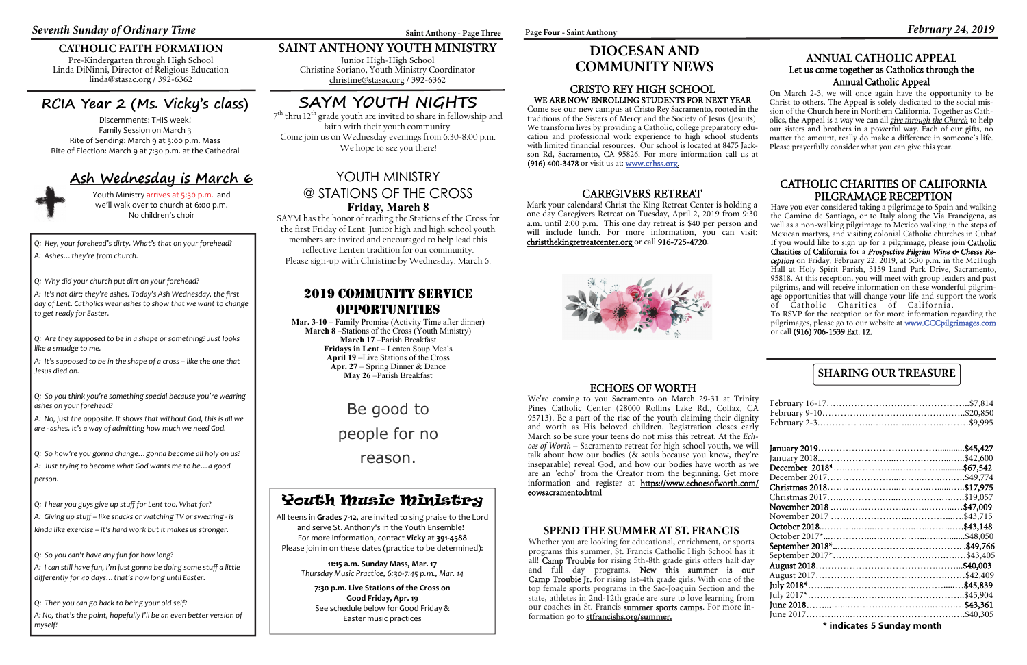## CATHOLIC FAITH FORMATION

Pre-Kindergarten through High School
Linda DiNinni, Director of Religious Education
linda@stasac.org / 392-6362

## RCIA Year 2 (Ms. Vicky's class)

Discernments: THIS week!
Family Session on March 3
Rite of Sending: March 9 at 5:00 p.m. Mass
Rite of Election: March 9 at 7:30 p.m. at the Cathedral

## Ash Wednesday is March 6

Youth Ministry arrives at 5:30 p.m. and we'll walk over to church at 6:00 p.m.
No children's choir

*Q: Hey, your forehead's dirty. What's that on your forehead?*
*A: Ashes… they're from church.*

*Q: Why did your church put dirt on your forehead?*
*A: It's not dirt; they're ashes. Today's Ash Wednesday, the first day of Lent. Catholics wear ashes to show that we want to change to get ready for Easter.*

*Q: Are they supposed to be in a shape or something? Just looks like a smudge to me.*
*A: It's supposed to be in the shape of a cross – like the one that Jesus died on.*

*Q: So you think you're something special because you're wearing ashes on your forehead?*
*A: No, just the opposite. It shows that without God, this is all we are - ashes. It's a way of admitting how much we need God.*

*Q: So how're you gonna change…gonna become all holy on us?*
*A: Just trying to become what God wants me to be…a good person.*

*Q: I hear you guys give up stuff for Lent too. What for?*
*A: Giving up stuff – like snacks or watching TV or swearing - is kinda like exercise – it's hard work but it makes us stronger.*

*Q: So you can't have any fun for how long?*
*A: I can still have fun, I'm just gonna be doing some stuff a little differently for 40 days…that's how long until Easter.*

*Q: Then you can go back to being your old self?*
*A: No, that's the point, hopefully I'll be an even better version of myself!*

## SAINT ANTHONY YOUTH MINISTRY

Junior High-High School
Christine Soriano, Youth Ministry Coordinator
christine@stasac.org / 392-6362

## SAYM YOUTH NIGHTS

7th thru 12th grade youth are invited to share in fellowship and faith with their youth community.
Come join us on Wednesday evenings from 6:30-8:00 p.m.
We hope to see you there!

## YOUTH MINISTRY @ STATIONS OF THE CROSS

**Friday, March 8**

SAYM has the honor of reading the Stations of the Cross for the first Friday of Lent. Junior high and high school youth members are invited and encouraged to help lead this reflective Lenten tradition for our community.
Please sign-up with Christine by Wednesday, March 6.

## 2019 COMMUNITY SERVICE OPPORTUNITIES

**Mar. 3-10** – Family Promise (Activity Time after dinner)
**March 8** –Stations of the Cross (Youth Ministry)
**March 17** –Parish Breakfast
**Fridays in Lent** – Lenten Soup Meals
**April 19** –Live Stations of the Cross
**Apr. 27** – Spring Dinner & Dance
**May 26** –Parish Breakfast

Be good to people for no reason.

## Youth Music Ministry

All teens in **Grades 7-12**, are invited to sing praise to the Lord and serve St. Anthony's in the Youth Ensemble!
For more information, contact **Vicky** at **391-4588**
Please join in on these dates (practice to be determined):

**11:15 a.m. Sunday Mass, Mar. 17**
*Thursday Music Practice, 6:30-7:45 p.m., Mar. 14*

**7:30 p.m. Live Stations of the Cross on Good Friday, Apr. 19**
See schedule below for Good Friday & Easter music practices

# DIOCESAN AND COMMUNITY NEWS

## CRISTO REY HIGH SCHOOL

**WE ARE NOW ENROLLING STUDENTS FOR NEXT YEAR**

Come see our new campus at Cristo Rey Sacramento, rooted in the traditions of the Sisters of Mercy and the Society of Jesus (Jesuits). We transform lives by providing a Catholic, college preparatory education and professional work experience to high school students with limited financial resources. Our school is located at 8475 Jackson Rd, Sacramento, CA 95826. For more information call us at **(916) 400-3478** or visit us at: www.crhss.org.

## CAREGIVERS RETREAT

Mark your calendars! Christ the King Retreat Center is holding a one day Caregivers Retreat on Tuesday, April 2, 2019 from 9:30 a.m. until 2:00 p.m. This one day retreat is $40 per person and will include lunch. For more information, you can visit: **christthekingretreatcenter.org** or call **916-725-4720**.

## ECHOES OF WORTH

We're coming to you Sacramento on March 29-31 at Trinity Pines Catholic Center (28000 Rollins Lake Rd., Colfax, CA 95713). Be a part of the rise of the youth claiming their dignity and worth as His beloved children. Registration closes early March so be sure your teens do not miss this retreat. At the *Echoes of Worth* – Sacramento retreat for high school youth, we will talk about how our bodies (& souls because you know, they're inseparable) reveal God, and how our bodies have worth as we are an "echo" from the Creator from the beginning. Get more information and register at **https://www.echoesofworth.com/eowsacramento.html**

## SPEND THE SUMMER AT ST. FRANCIS

Whether you are looking for educational, enrichment, or sports programs this summer, St. Francis Catholic High School has it all! **Camp Troubie** for rising 5th-8th grade girls offers half day and full day programs. **New this summer is our Camp Troubie Jr.** for rising 1st-4th grade girls. With one of the top female sports programs in the Sac-Joaquin Section and the state, athletes in 2nd-12th grade are sure to love learning from our coaches in St. Francis **summer sports camps**. For more information go to **stfrancishs.org/summer.**

## ANNUAL CATHOLIC APPEAL

### Let us come together as Catholics through the Annual Catholic Appeal

On March 2-3, we will once again have the opportunity to be Christ to others. The Appeal is solely dedicated to the social mission of the Church here in Northern California. Together as Catholics, the Appeal is a way we can all *give through the Church* to help our sisters and brothers in a powerful way. Each of our gifts, no matter the amount, really do make a difference in someone's life. Please prayerfully consider what you can give this year.

## CATHOLIC CHARITIES OF CALIFORNIA PILGRAMAGE RECEPTION

Have you ever considered taking a pilgrimage to Spain and walking the Camino de Santiago, or to Italy along the Via Francigena, as well as a non-walking pilgrimage to Mexico walking in the steps of Mexican martyrs, and visiting colonial Catholic churches in Cuba? If you would like to sign up for a pilgrimage, please join **Catholic Charities of California** for a ***Prospective Pilgrim Wine & Cheese Reception*** on Friday, February 22, 2019, at 5:30 p.m. in the McHugh Hall at Holy Spirit Parish, 3159 Land Park Drive, Sacramento, 95818. At this reception, you will meet with group leaders and past pilgrims, and will receive information on these wonderful pilgrimage opportunities that will change your life and support the work of Catholic Charities of California.
To RSVP for the reception or for more information regarding the pilgrimages, please go to our website at www.CCCpilgrimages.com or call **(916) 706-1539 Ext. 12.**

## SHARING OUR TREASURE

| | |
|---|---|
| February 16-17 | $7,814 |
| February 9-10 | $20,850 |
| February 2-3 | $9,995 |

| | |
|---|---|
| **January 2019** | **$45,427** |
| January 2018 | $42,600 |
| **December 2018*** | **$67,542** |
| December 2017 | $49,774 |
| **Christmas 2018** | **$17,975** |
| Christmas 2017 | $19,057 |
| **November 2018** | **$47,009** |
| November 2017 | $43,715 |
| **October 2018** | **$43,148** |
| October 2017* | $48,050 |
| **September 2018*** | **$49,766** |
| September 2017* | $43,405 |
| **August 2018** | **$40,003** |
| August 2017 | $42,409 |
| **July 2018*** | **$45,839** |
| July 2017* | $45,904 |
| **June 2018** | **$43,361** |
| June 2017 | $40,305 |

**\* indicates 5 Sunday month**